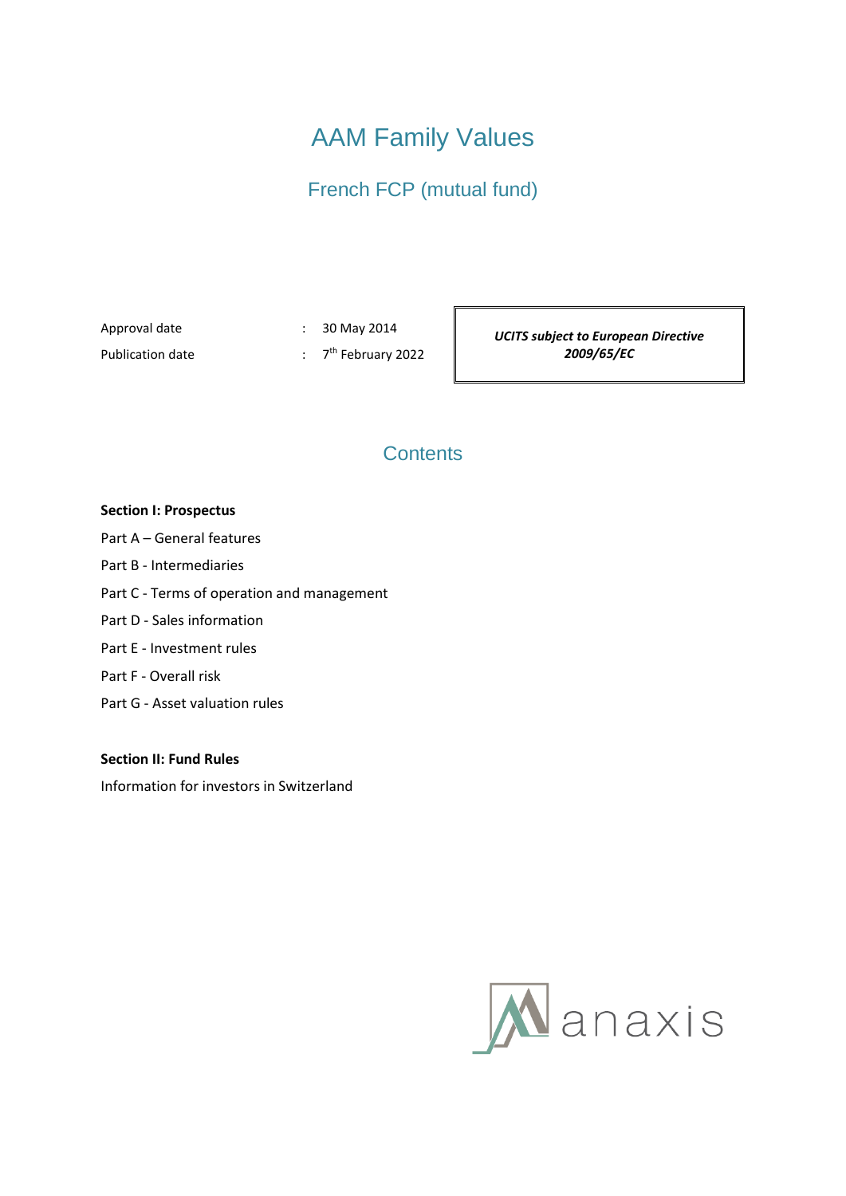# AAM Family Values

## French FCP (mutual fund)

| | | |
|---|---|---|
| Approval date | : | 30 May 2014 |
| Publication date | : | 7th February 2022 |

***UCITS subject to European Directive 2009/65/EC***

## Contents

**Section I: Prospectus**

Part A – General features

Part B - Intermediaries

Part C - Terms of operation and management

Part D - Sales information

Part E - Investment rules

Part F - Overall risk

Part G - Asset valuation rules

**Section II: Fund Rules**

Information for investors in Switzerland

anaxis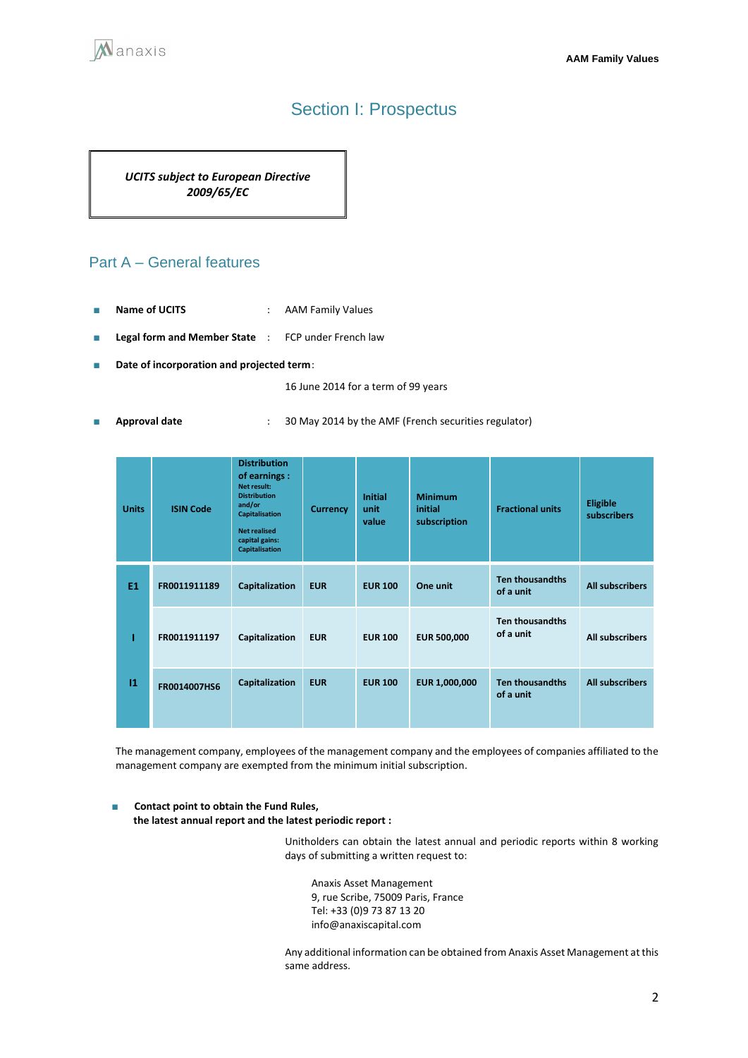# Section I: Prospectus

***UCITS subject to European Directive 2009/65/EC***

## Part A – General features

- **Name of UCITS** : AAM Family Values
- **Legal form and Member State** : FCP under French law
- **Date of incorporation and projected term**:

  16 June 2014 for a term of 99 years

- **Approval date** : 30 May 2014 by the AMF (French securities regulator)

| Units | ISIN Code | Distribution of earnings : Net result: Distribution and/or Capitalisation Net realised capital gains: Capitalisation | Currency | Initial unit value | Minimum initial subscription | Fractional units | Eligible subscribers |
|---|---|---|---|---|---|---|---|
| E1 | FR0011911189 | Capitalization | EUR | EUR 100 | One unit | Ten thousandths of a unit | All subscribers |
| I | FR0011911197 | Capitalization | EUR | EUR 100 | EUR 500,000 | Ten thousandths of a unit | All subscribers |
| I1 | FR0014007HS6 | Capitalization | EUR | EUR 100 | EUR 1,000,000 | Ten thousandths of a unit | All subscribers |

The management company, employees of the management company and the employees of companies affiliated to the management company are exempted from the minimum initial subscription.

- **Contact point to obtain the Fund Rules, the latest annual report and the latest periodic report :**

  Unitholders can obtain the latest annual and periodic reports within 8 working days of submitting a written request to:

  Anaxis Asset Management
  9, rue Scribe, 75009 Paris, France
  Tel: +33 (0)9 73 87 13 20
  info@anaxiscapital.com

  Any additional information can be obtained from Anaxis Asset Management at this same address.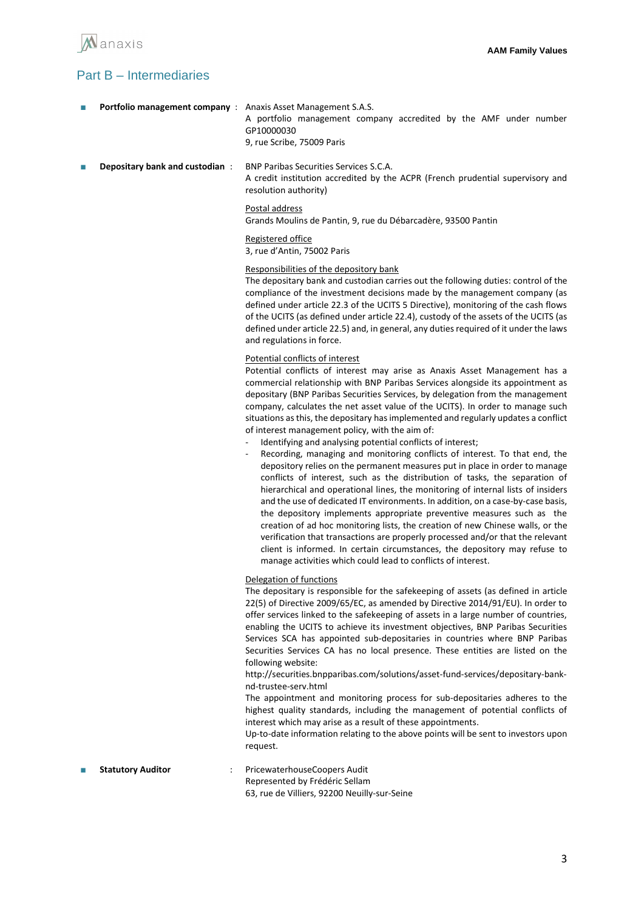## Part B – Intermediaries

- **Portfolio management company** : Anaxis Asset Management S.A.S.
  A portfolio management company accredited by the AMF under number GP10000030
  9, rue Scribe, 75009 Paris

- **Depositary bank and custodian** : BNP Paribas Securities Services S.C.A.
  A credit institution accredited by the ACPR (French prudential supervisory and resolution authority)

  Postal address
  Grands Moulins de Pantin, 9, rue du Débarcadère, 93500 Pantin

  Registered office
  3, rue d'Antin, 75002 Paris

  Responsibilities of the depository bank
  The depositary bank and custodian carries out the following duties: control of the compliance of the investment decisions made by the management company (as defined under article 22.3 of the UCITS 5 Directive), monitoring of the cash flows of the UCITS (as defined under article 22.4), custody of the assets of the UCITS (as defined under article 22.5) and, in general, any duties required of it under the laws and regulations in force.

  Potential conflicts of interest
  Potential conflicts of interest may arise as Anaxis Asset Management has a commercial relationship with BNP Paribas Services alongside its appointment as depositary (BNP Paribas Securities Services, by delegation from the management company, calculates the net asset value of the UCITS). In order to manage such situations as this, the depositary has implemented and regularly updates a conflict of interest management policy, with the aim of:
  - Identifying and analysing potential conflicts of interest;
  - Recording, managing and monitoring conflicts of interest. To that end, the depository relies on the permanent measures put in place in order to manage conflicts of interest, such as the distribution of tasks, the separation of hierarchical and operational lines, the monitoring of internal lists of insiders and the use of dedicated IT environments. In addition, on a case-by-case basis, the depository implements appropriate preventive measures such as the creation of ad hoc monitoring lists, the creation of new Chinese walls, or the verification that transactions are properly processed and/or that the relevant client is informed. In certain circumstances, the depository may refuse to manage activities which could lead to conflicts of interest.

  Delegation of functions
  The depositary is responsible for the safekeeping of assets (as defined in article 22(5) of Directive 2009/65/EC, as amended by Directive 2014/91/EU). In order to offer services linked to the safekeeping of assets in a large number of countries, enabling the UCITS to achieve its investment objectives, BNP Paribas Securities Services SCA has appointed sub-depositaries in countries where BNP Paribas Securities Services CA has no local presence. These entities are listed on the following website:
  http://securities.bnpparibas.com/solutions/asset-fund-services/depositary-bank-nd-trustee-serv.html
  The appointment and monitoring process for sub-depositaries adheres to the highest quality standards, including the management of potential conflicts of interest which may arise as a result of these appointments.
  Up-to-date information relating to the above points will be sent to investors upon request.

- **Statutory Auditor** : PricewaterhouseCoopers Audit
  Represented by Frédéric Sellam
  63, rue de Villiers, 92200 Neuilly-sur-Seine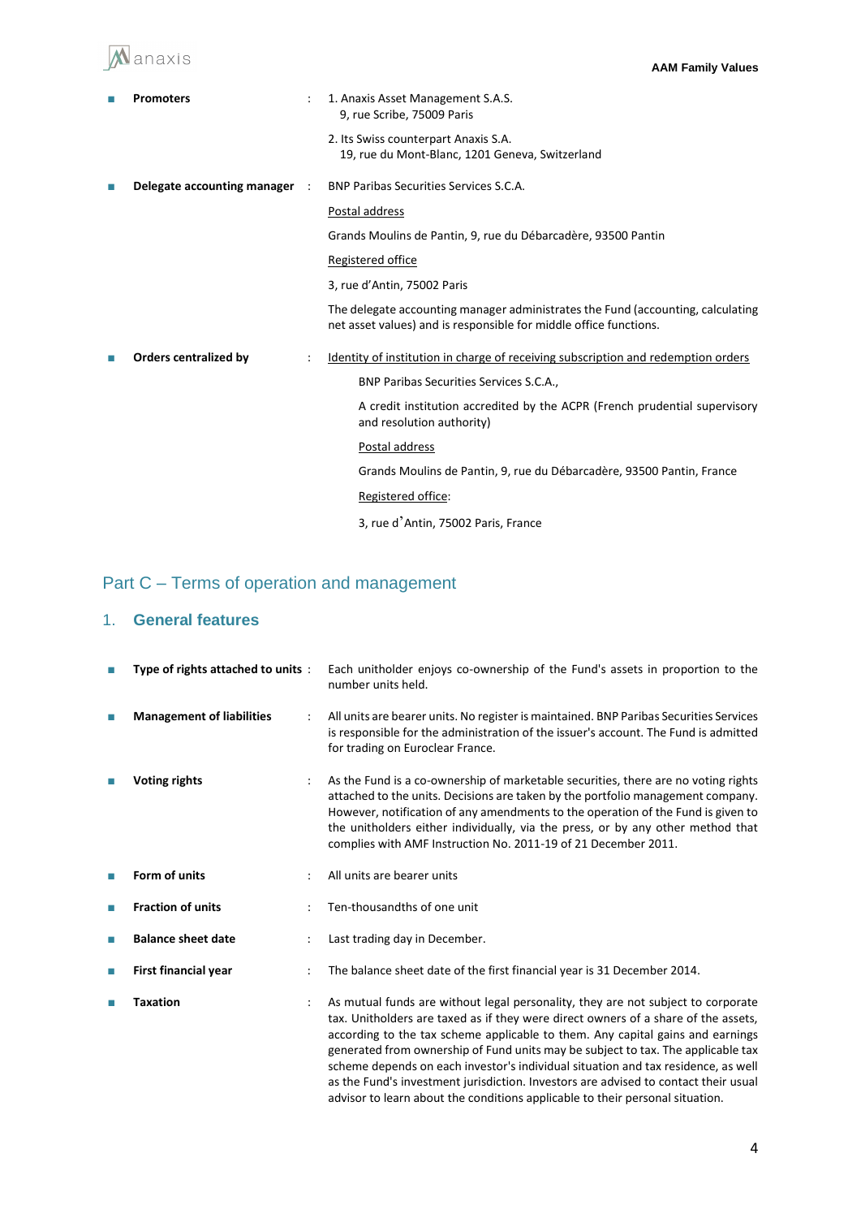- **Promoters** : 1. Anaxis Asset Management S.A.S.
  9, rue Scribe, 75009 Paris

  2. Its Swiss counterpart Anaxis S.A.
  19, rue du Mont-Blanc, 1201 Geneva, Switzerland

- **Delegate accounting manager** : BNP Paribas Securities Services S.C.A.

  Postal address

  Grands Moulins de Pantin, 9, rue du Débarcadère, 93500 Pantin

  Registered office

  3, rue d'Antin, 75002 Paris

  The delegate accounting manager administrates the Fund (accounting, calculating net asset values) and is responsible for middle office functions.

- **Orders centralized by** : Identity of institution in charge of receiving subscription and redemption orders

  BNP Paribas Securities Services S.C.A.,

  A credit institution accredited by the ACPR (French prudential supervisory and resolution authority)

  Postal address

  Grands Moulins de Pantin, 9, rue du Débarcadère, 93500 Pantin, France

  Registered office:

  3, rue d'Antin, 75002 Paris, France

# Part C – Terms of operation and management

## 1. General features

- **Type of rights attached to units** : Each unitholder enjoys co-ownership of the Fund's assets in proportion to the number units held.

- **Management of liabilities** : All units are bearer units. No register is maintained. BNP Paribas Securities Services is responsible for the administration of the issuer's account. The Fund is admitted for trading on Euroclear France.

- **Voting rights** : As the Fund is a co-ownership of marketable securities, there are no voting rights attached to the units. Decisions are taken by the portfolio management company. However, notification of any amendments to the operation of the Fund is given to the unitholders either individually, via the press, or by any other method that complies with AMF Instruction No. 2011-19 of 21 December 2011.

- **Form of units** : All units are bearer units

- **Fraction of units** : Ten-thousandths of one unit

- **Balance sheet date** : Last trading day in December.

- **First financial year** : The balance sheet date of the first financial year is 31 December 2014.

- **Taxation** : As mutual funds are without legal personality, they are not subject to corporate tax. Unitholders are taxed as if they were direct owners of a share of the assets, according to the tax scheme applicable to them. Any capital gains and earnings generated from ownership of Fund units may be subject to tax. The applicable tax scheme depends on each investor's individual situation and tax residence, as well as the Fund's investment jurisdiction. Investors are advised to contact their usual advisor to learn about the conditions applicable to their personal situation.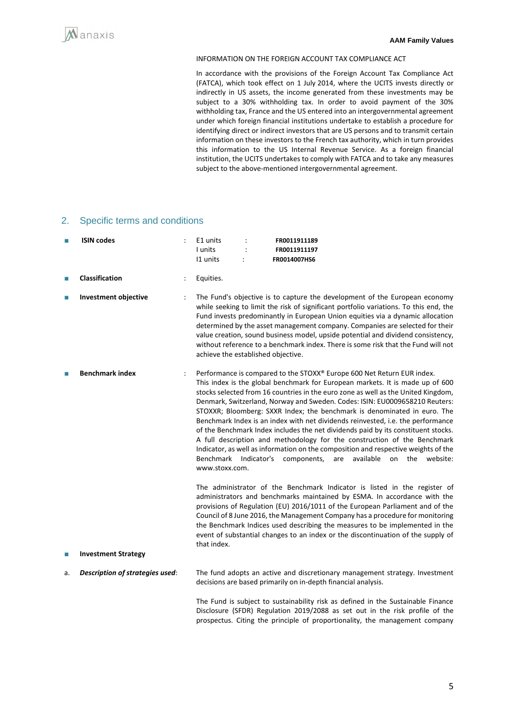INFORMATION ON THE FOREIGN ACCOUNT TAX COMPLIANCE ACT

In accordance with the provisions of the Foreign Account Tax Compliance Act (FATCA), which took effect on 1 July 2014, where the UCITS invests directly or indirectly in US assets, the income generated from these investments may be subject to a 30% withholding tax. In order to avoid payment of the 30% withholding tax, France and the US entered into an intergovernmental agreement under which foreign financial institutions undertake to establish a procedure for identifying direct or indirect investors that are US persons and to transmit certain information on these investors to the French tax authority, which in turn provides this information to the US Internal Revenue Service. As a foreign financial institution, the UCITS undertakes to comply with FATCA and to take any measures subject to the above-mentioned intergovernmental agreement.

## 2. Specific terms and conditions

- **ISIN codes** :
  - E1 units : **FR0011911189**
  - I units : **FR0011911197**
  - I1 units : **FR0014007HS6**

- **Classification** : Equities.

- **Investment objective** : The Fund's objective is to capture the development of the European economy while seeking to limit the risk of significant portfolio variations. To this end, the Fund invests predominantly in European Union equities via a dynamic allocation determined by the asset management company. Companies are selected for their value creation, sound business model, upside potential and dividend consistency, without reference to a benchmark index. There is some risk that the Fund will not achieve the established objective.

- **Benchmark index** : Performance is compared to the STOXX® Europe 600 Net Return EUR index. This index is the global benchmark for European markets. It is made up of 600 stocks selected from 16 countries in the euro zone as well as the United Kingdom, Denmark, Switzerland, Norway and Sweden. Codes: ISIN: EU0009658210 Reuters: STOXXR; Bloomberg: SXXR Index; the benchmark is denominated in euro. The Benchmark Index is an index with net dividends reinvested, i.e. the performance of the Benchmark Index includes the net dividends paid by its constituent stocks. A full description and methodology for the construction of the Benchmark Indicator, as well as information on the composition and respective weights of the Benchmark Indicator's components, are available on the website: www.stoxx.com.

  The administrator of the Benchmark Indicator is listed in the register of administrators and benchmarks maintained by ESMA. In accordance with the provisions of Regulation (EU) 2016/1011 of the European Parliament and of the Council of 8 June 2016, the Management Company has a procedure for monitoring the Benchmark Indices used describing the measures to be implemented in the event of substantial changes to an index or the discontinuation of the supply of that index.

- **Investment Strategy**

a. ***Description of strategies used***: The fund adopts an active and discretionary management strategy. Investment decisions are based primarily on in-depth financial analysis.

The Fund is subject to sustainability risk as defined in the Sustainable Finance Disclosure (SFDR) Regulation 2019/2088 as set out in the risk profile of the prospectus. Citing the principle of proportionality, the management company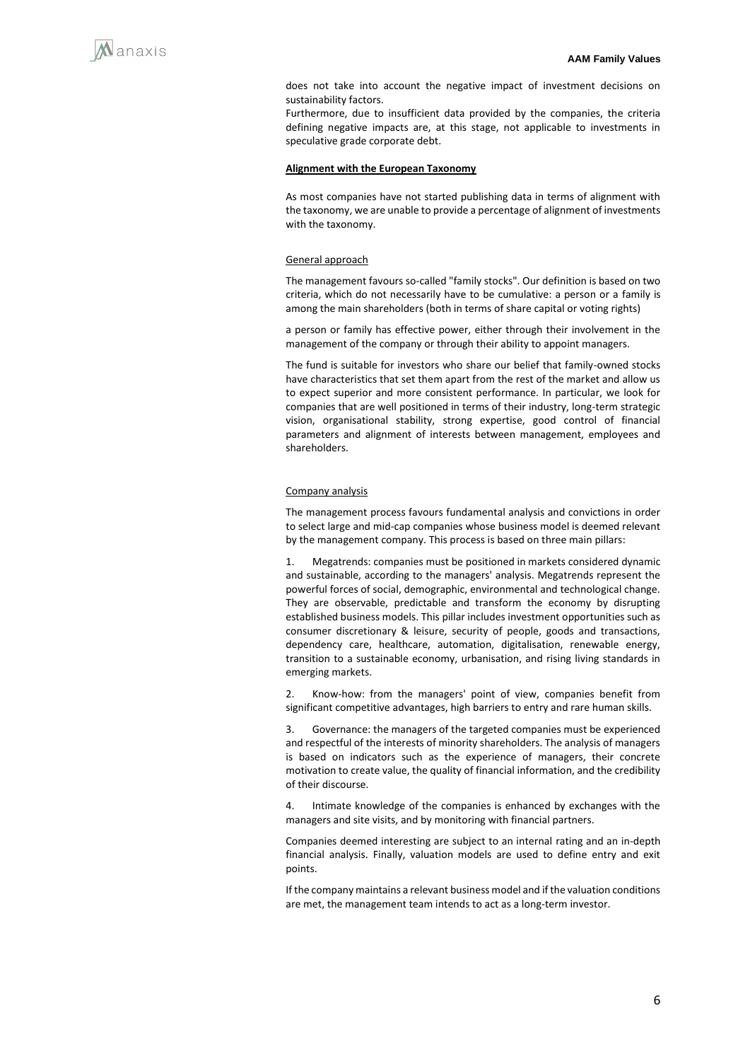does not take into account the negative impact of investment decisions on sustainability factors.

Furthermore, due to insufficient data provided by the companies, the criteria defining negative impacts are, at this stage, not applicable to investments in speculative grade corporate debt.

**Alignment with the European Taxonomy**

As most companies have not started publishing data in terms of alignment with the taxonomy, we are unable to provide a percentage of alignment of investments with the taxonomy.

General approach

The management favours so-called "family stocks". Our definition is based on two criteria, which do not necessarily have to be cumulative: a person or a family is among the main shareholders (both in terms of share capital or voting rights)

a person or family has effective power, either through their involvement in the management of the company or through their ability to appoint managers.

The fund is suitable for investors who share our belief that family-owned stocks have characteristics that set them apart from the rest of the market and allow us to expect superior and more consistent performance. In particular, we look for companies that are well positioned in terms of their industry, long-term strategic vision, organisational stability, strong expertise, good control of financial parameters and alignment of interests between management, employees and shareholders.

Company analysis

The management process favours fundamental analysis and convictions in order to select large and mid-cap companies whose business model is deemed relevant by the management company. This process is based on three main pillars:

1. Megatrends: companies must be positioned in markets considered dynamic and sustainable, according to the managers' analysis. Megatrends represent the powerful forces of social, demographic, environmental and technological change. They are observable, predictable and transform the economy by disrupting established business models. This pillar includes investment opportunities such as consumer discretionary & leisure, security of people, goods and transactions, dependency care, healthcare, automation, digitalisation, renewable energy, transition to a sustainable economy, urbanisation, and rising living standards in emerging markets.

2. Know-how: from the managers' point of view, companies benefit from significant competitive advantages, high barriers to entry and rare human skills.

3. Governance: the managers of the targeted companies must be experienced and respectful of the interests of minority shareholders. The analysis of managers is based on indicators such as the experience of managers, their concrete motivation to create value, the quality of financial information, and the credibility of their discourse.

4. Intimate knowledge of the companies is enhanced by exchanges with the managers and site visits, and by monitoring with financial partners.

Companies deemed interesting are subject to an internal rating and an in-depth financial analysis. Finally, valuation models are used to define entry and exit points.

If the company maintains a relevant business model and if the valuation conditions are met, the management team intends to act as a long-term investor.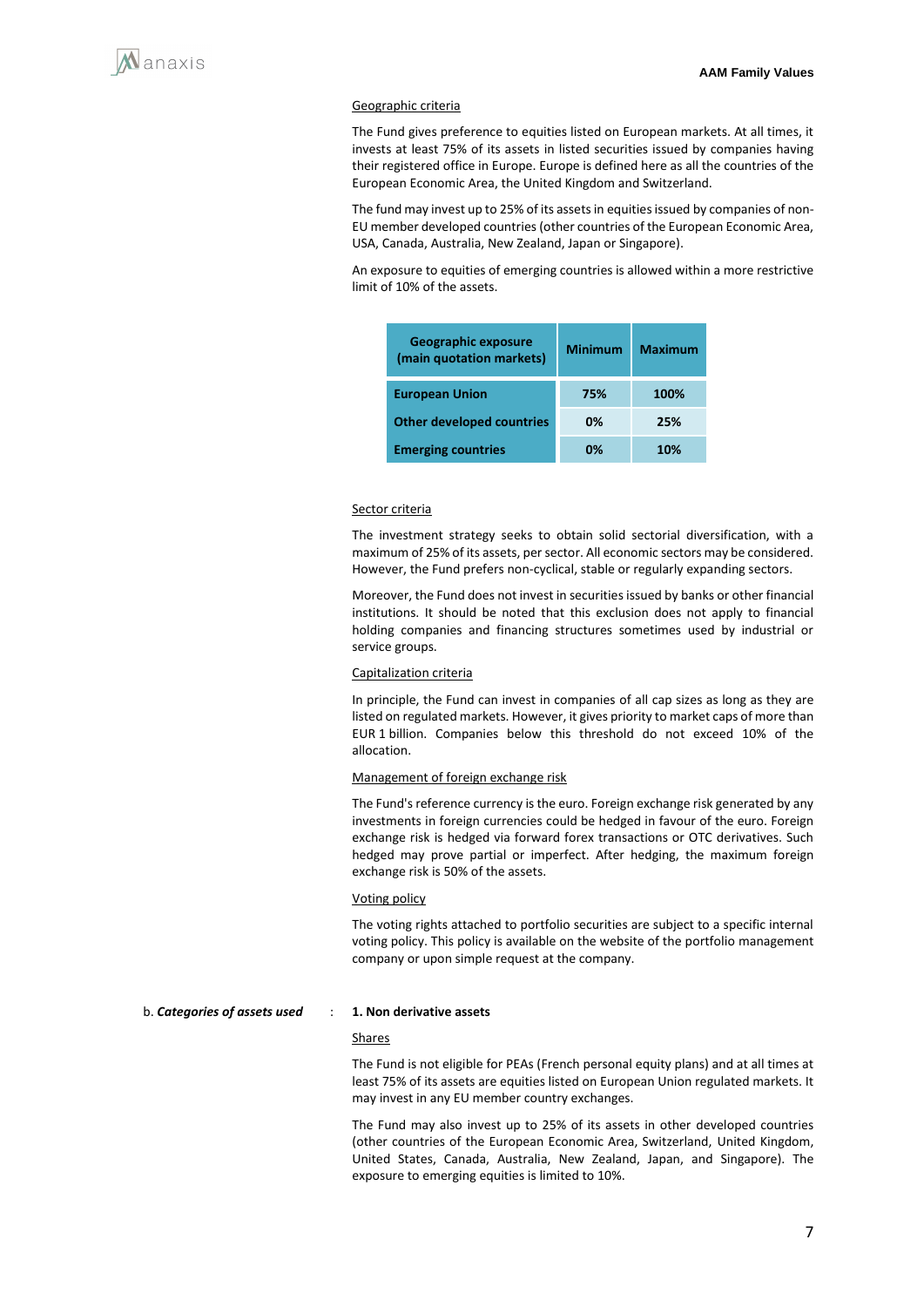Geographic criteria

The Fund gives preference to equities listed on European markets. At all times, it invests at least 75% of its assets in listed securities issued by companies having their registered office in Europe. Europe is defined here as all the countries of the European Economic Area, the United Kingdom and Switzerland.

The fund may invest up to 25% of its assets in equities issued by companies of non-EU member developed countries (other countries of the European Economic Area, USA, Canada, Australia, New Zealand, Japan or Singapore).

An exposure to equities of emerging countries is allowed within a more restrictive limit of 10% of the assets.

| Geographic exposure (main quotation markets) | Minimum | Maximum |
|---|---|---|
| **European Union** | **75%** | **100%** |
| **Other developed countries** | **0%** | **25%** |
| **Emerging countries** | **0%** | **10%** |

Sector criteria

The investment strategy seeks to obtain solid sectorial diversification, with a maximum of 25% of its assets, per sector. All economic sectors may be considered. However, the Fund prefers non-cyclical, stable or regularly expanding sectors.

Moreover, the Fund does not invest in securities issued by banks or other financial institutions. It should be noted that this exclusion does not apply to financial holding companies and financing structures sometimes used by industrial or service groups.

Capitalization criteria

In principle, the Fund can invest in companies of all cap sizes as long as they are listed on regulated markets. However, it gives priority to market caps of more than EUR 1 billion. Companies below this threshold do not exceed 10% of the allocation.

Management of foreign exchange risk

The Fund's reference currency is the euro. Foreign exchange risk generated by any investments in foreign currencies could be hedged in favour of the euro. Foreign exchange risk is hedged via forward forex transactions or OTC derivatives. Such hedged may prove partial or imperfect. After hedging, the maximum foreign exchange risk is 50% of the assets.

Voting policy

The voting rights attached to portfolio securities are subject to a specific internal voting policy. This policy is available on the website of the portfolio management company or upon simple request at the company.

b. ***Categories of assets used*** : **1. Non derivative assets**

Shares

The Fund is not eligible for PEAs (French personal equity plans) and at all times at least 75% of its assets are equities listed on European Union regulated markets. It may invest in any EU member country exchanges.

The Fund may also invest up to 25% of its assets in other developed countries (other countries of the European Economic Area, Switzerland, United Kingdom, United States, Canada, Australia, New Zealand, Japan, and Singapore). The exposure to emerging equities is limited to 10%.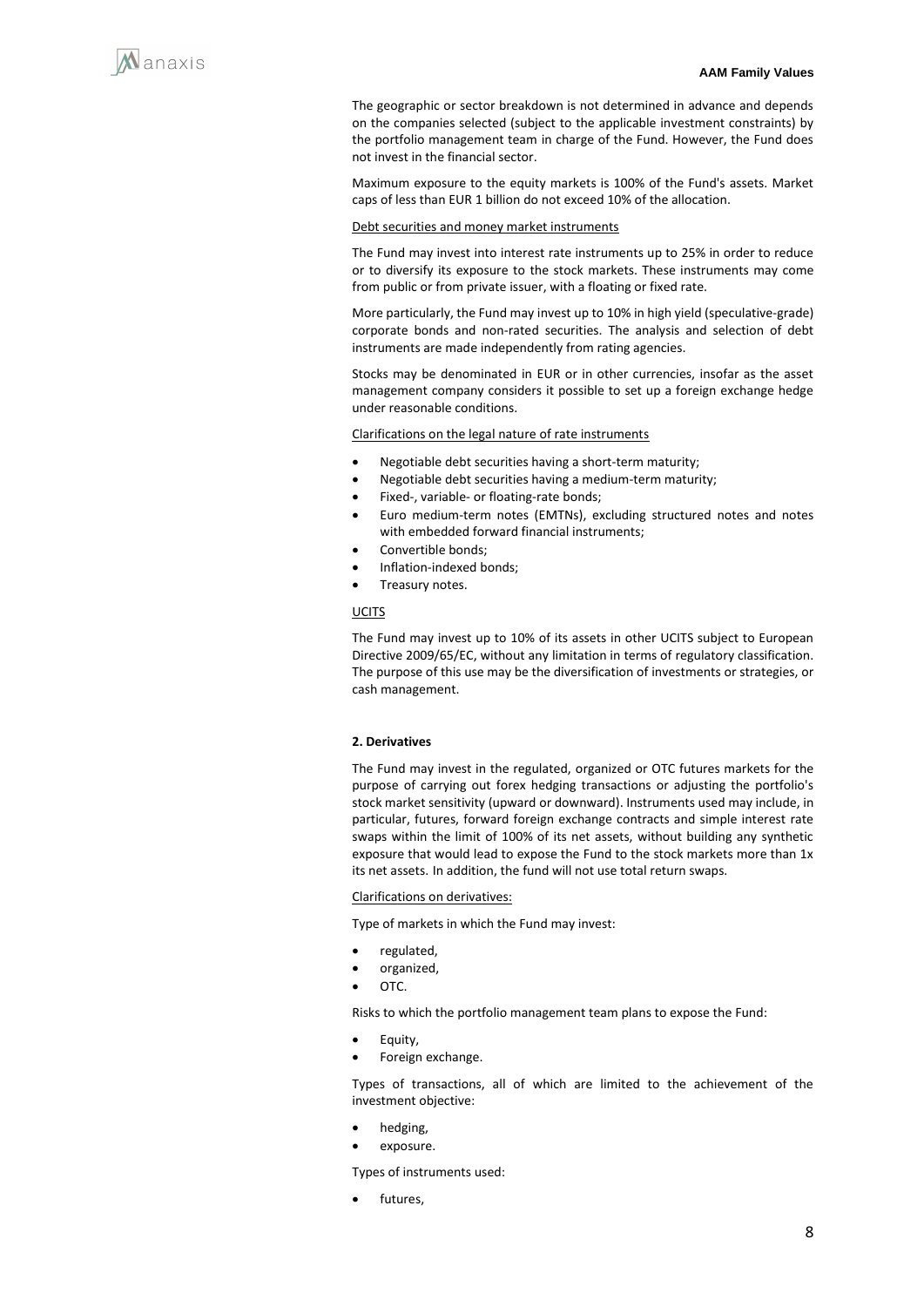The geographic or sector breakdown is not determined in advance and depends on the companies selected (subject to the applicable investment constraints) by the portfolio management team in charge of the Fund. However, the Fund does not invest in the financial sector.

Maximum exposure to the equity markets is 100% of the Fund's assets. Market caps of less than EUR 1 billion do not exceed 10% of the allocation.

Debt securities and money market instruments

The Fund may invest into interest rate instruments up to 25% in order to reduce or to diversify its exposure to the stock markets. These instruments may come from public or from private issuer, with a floating or fixed rate.

More particularly, the Fund may invest up to 10% in high yield (speculative-grade) corporate bonds and non-rated securities. The analysis and selection of debt instruments are made independently from rating agencies.

Stocks may be denominated in EUR or in other currencies, insofar as the asset management company considers it possible to set up a foreign exchange hedge under reasonable conditions.

Clarifications on the legal nature of rate instruments

- Negotiable debt securities having a short-term maturity;
- Negotiable debt securities having a medium-term maturity;
- Fixed-, variable- or floating-rate bonds;
- Euro medium-term notes (EMTNs), excluding structured notes and notes with embedded forward financial instruments;
- Convertible bonds;
- Inflation-indexed bonds;
- Treasury notes.

UCITS

The Fund may invest up to 10% of its assets in other UCITS subject to European Directive 2009/65/EC, without any limitation in terms of regulatory classification. The purpose of this use may be the diversification of investments or strategies, or cash management.

**2. Derivatives**

The Fund may invest in the regulated, organized or OTC futures markets for the purpose of carrying out forex hedging transactions or adjusting the portfolio's stock market sensitivity (upward or downward). Instruments used may include, in particular, futures, forward foreign exchange contracts and simple interest rate swaps within the limit of 100% of its net assets, without building any synthetic exposure that would lead to expose the Fund to the stock markets more than 1x its net assets. In addition, the fund will not use total return swaps.

Clarifications on derivatives:

Type of markets in which the Fund may invest:

- regulated,
- organized,
- OTC.

Risks to which the portfolio management team plans to expose the Fund:

- Equity,
- Foreign exchange.

Types of transactions, all of which are limited to the achievement of the investment objective:

- hedging,
- exposure.

Types of instruments used:

- futures,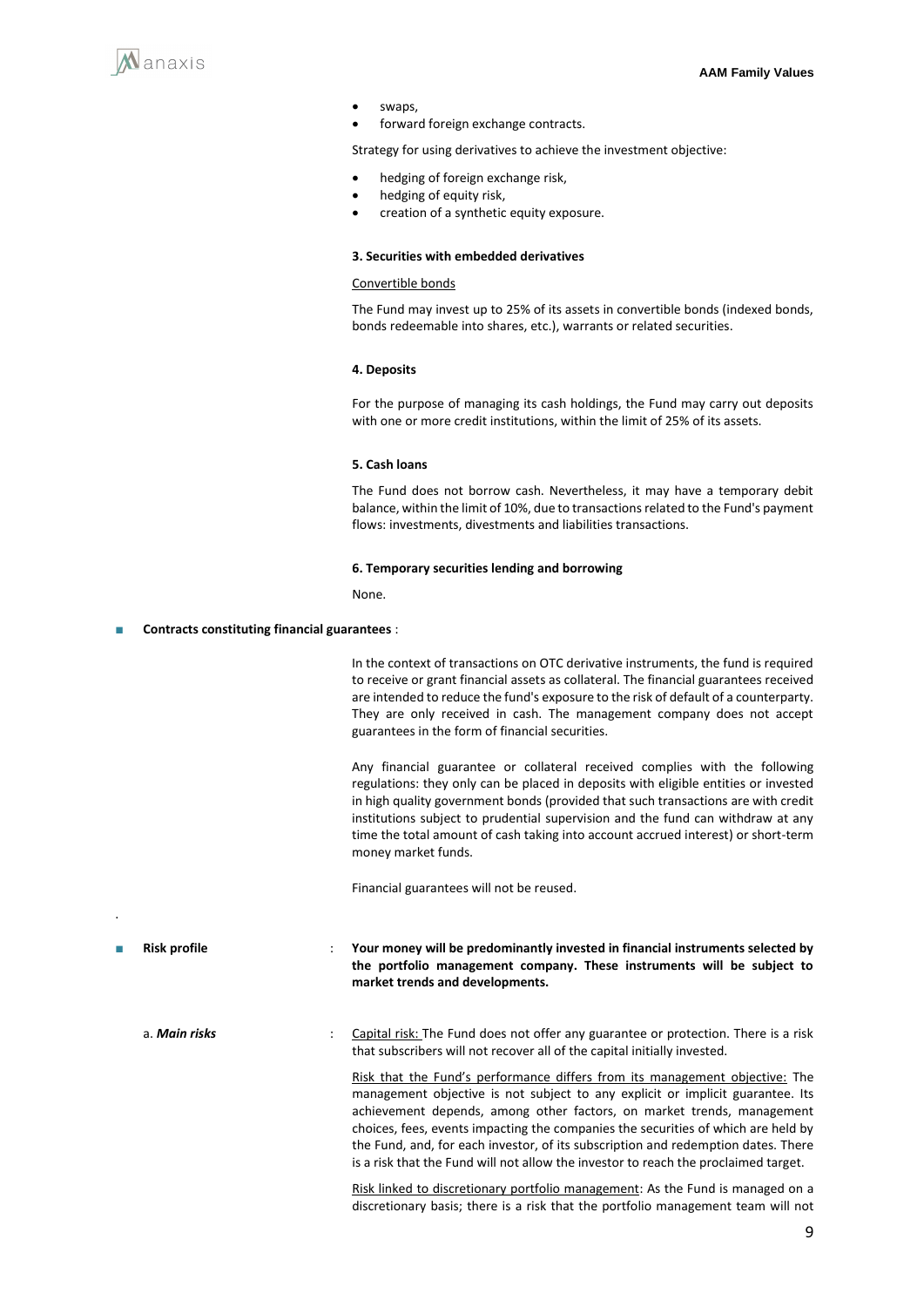- swaps,
- forward foreign exchange contracts.

Strategy for using derivatives to achieve the investment objective:

- hedging of foreign exchange risk,
- hedging of equity risk,
- creation of a synthetic equity exposure.

**3. Securities with embedded derivatives**

Convertible bonds

The Fund may invest up to 25% of its assets in convertible bonds (indexed bonds, bonds redeemable into shares, etc.), warrants or related securities.

**4. Deposits**

For the purpose of managing its cash holdings, the Fund may carry out deposits with one or more credit institutions, within the limit of 25% of its assets.

**5. Cash loans**

The Fund does not borrow cash. Nevertheless, it may have a temporary debit balance, within the limit of 10%, due to transactions related to the Fund's payment flows: investments, divestments and liabilities transactions.

**6. Temporary securities lending and borrowing**

None.

- **Contracts constituting financial guarantees** :

In the context of transactions on OTC derivative instruments, the fund is required to receive or grant financial assets as collateral. The financial guarantees received are intended to reduce the fund's exposure to the risk of default of a counterparty. They are only received in cash. The management company does not accept guarantees in the form of financial securities.

Any financial guarantee or collateral received complies with the following regulations: they only can be placed in deposits with eligible entities or invested in high quality government bonds (provided that such transactions are with credit institutions subject to prudential supervision and the fund can withdraw at any time the total amount of cash taking into account accrued interest) or short-term money market funds.

Financial guarantees will not be reused.

- **Risk profile** : **Your money will be predominantly invested in financial instruments selected by the portfolio management company. These instruments will be subject to market trends and developments.**

a. ***Main risks*** :

Capital risk: The Fund does not offer any guarantee or protection. There is a risk that subscribers will not recover all of the capital initially invested.

Risk that the Fund's performance differs from its management objective: The management objective is not subject to any explicit or implicit guarantee. Its achievement depends, among other factors, on market trends, management choices, fees, events impacting the companies the securities of which are held by the Fund, and, for each investor, of its subscription and redemption dates. There is a risk that the Fund will not allow the investor to reach the proclaimed target.

Risk linked to discretionary portfolio management: As the Fund is managed on a discretionary basis; there is a risk that the portfolio management team will not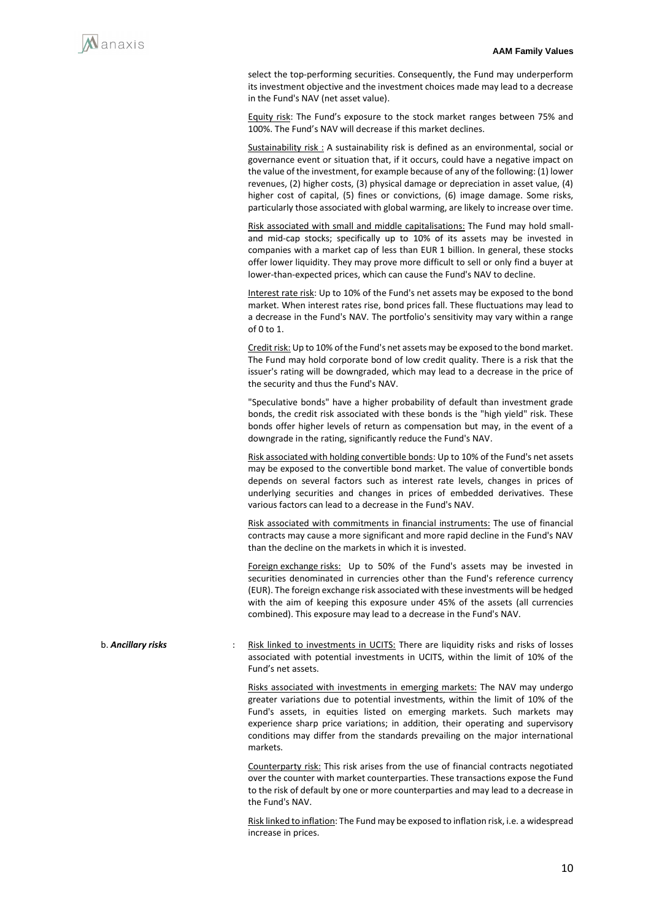select the top-performing securities. Consequently, the Fund may underperform its investment objective and the investment choices made may lead to a decrease in the Fund's NAV (net asset value).

Equity risk: The Fund's exposure to the stock market ranges between 75% and 100%. The Fund's NAV will decrease if this market declines.

Sustainability risk : A sustainability risk is defined as an environmental, social or governance event or situation that, if it occurs, could have a negative impact on the value of the investment, for example because of any of the following: (1) lower revenues, (2) higher costs, (3) physical damage or depreciation in asset value, (4) higher cost of capital, (5) fines or convictions, (6) image damage. Some risks, particularly those associated with global warming, are likely to increase over time.

Risk associated with small and middle capitalisations: The Fund may hold small- and mid-cap stocks; specifically up to 10% of its assets may be invested in companies with a market cap of less than EUR 1 billion. In general, these stocks offer lower liquidity. They may prove more difficult to sell or only find a buyer at lower-than-expected prices, which can cause the Fund's NAV to decline.

Interest rate risk: Up to 10% of the Fund's net assets may be exposed to the bond market. When interest rates rise, bond prices fall. These fluctuations may lead to a decrease in the Fund's NAV. The portfolio's sensitivity may vary within a range of 0 to 1.

Credit risk: Up to 10% of the Fund's net assets may be exposed to the bond market. The Fund may hold corporate bond of low credit quality. There is a risk that the issuer's rating will be downgraded, which may lead to a decrease in the price of the security and thus the Fund's NAV.

"Speculative bonds" have a higher probability of default than investment grade bonds, the credit risk associated with these bonds is the "high yield" risk. These bonds offer higher levels of return as compensation but may, in the event of a downgrade in the rating, significantly reduce the Fund's NAV.

Risk associated with holding convertible bonds: Up to 10% of the Fund's net assets may be exposed to the convertible bond market. The value of convertible bonds depends on several factors such as interest rate levels, changes in prices of underlying securities and changes in prices of embedded derivatives. These various factors can lead to a decrease in the Fund's NAV.

Risk associated with commitments in financial instruments: The use of financial contracts may cause a more significant and more rapid decline in the Fund's NAV than the decline on the markets in which it is invested.

Foreign exchange risks: Up to 50% of the Fund's assets may be invested in securities denominated in currencies other than the Fund's reference currency (EUR). The foreign exchange risk associated with these investments will be hedged with the aim of keeping this exposure under 45% of the assets (all currencies combined). This exposure may lead to a decrease in the Fund's NAV.

b. ***Ancillary risks*** :

Risk linked to investments in UCITS: There are liquidity risks and risks of losses associated with potential investments in UCITS, within the limit of 10% of the Fund's net assets.

Risks associated with investments in emerging markets: The NAV may undergo greater variations due to potential investments, within the limit of 10% of the Fund's assets, in equities listed on emerging markets. Such markets may experience sharp price variations; in addition, their operating and supervisory conditions may differ from the standards prevailing on the major international markets.

Counterparty risk: This risk arises from the use of financial contracts negotiated over the counter with market counterparties. These transactions expose the Fund to the risk of default by one or more counterparties and may lead to a decrease in the Fund's NAV.

Risk linked to inflation: The Fund may be exposed to inflation risk, i.e. a widespread increase in prices.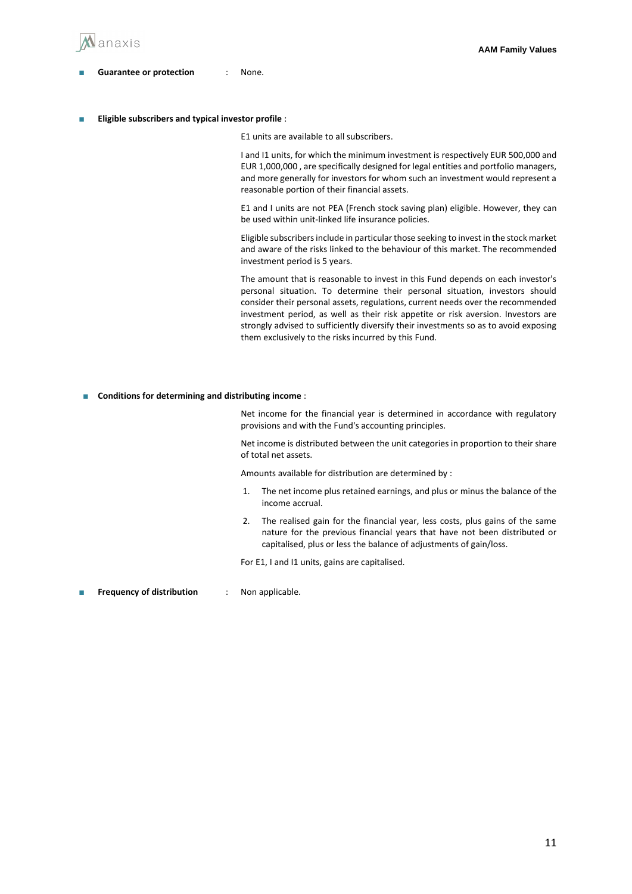- **Guarantee or protection** : None.

- **Eligible subscribers and typical investor profile** :

E1 units are available to all subscribers.

I and I1 units, for which the minimum investment is respectively EUR 500,000 and EUR 1,000,000 , are specifically designed for legal entities and portfolio managers, and more generally for investors for whom such an investment would represent a reasonable portion of their financial assets.

E1 and I units are not PEA (French stock saving plan) eligible. However, they can be used within unit-linked life insurance policies.

Eligible subscribers include in particular those seeking to invest in the stock market and aware of the risks linked to the behaviour of this market. The recommended investment period is 5 years.

The amount that is reasonable to invest in this Fund depends on each investor's personal situation. To determine their personal situation, investors should consider their personal assets, regulations, current needs over the recommended investment period, as well as their risk appetite or risk aversion. Investors are strongly advised to sufficiently diversify their investments so as to avoid exposing them exclusively to the risks incurred by this Fund.

- **Conditions for determining and distributing income** :

Net income for the financial year is determined in accordance with regulatory provisions and with the Fund's accounting principles.

Net income is distributed between the unit categories in proportion to their share of total net assets.

Amounts available for distribution are determined by :

1. The net income plus retained earnings, and plus or minus the balance of the income accrual.
2. The realised gain for the financial year, less costs, plus gains of the same nature for the previous financial years that have not been distributed or capitalised, plus or less the balance of adjustments of gain/loss.

For E1, I and I1 units, gains are capitalised.

- **Frequency of distribution** : Non applicable.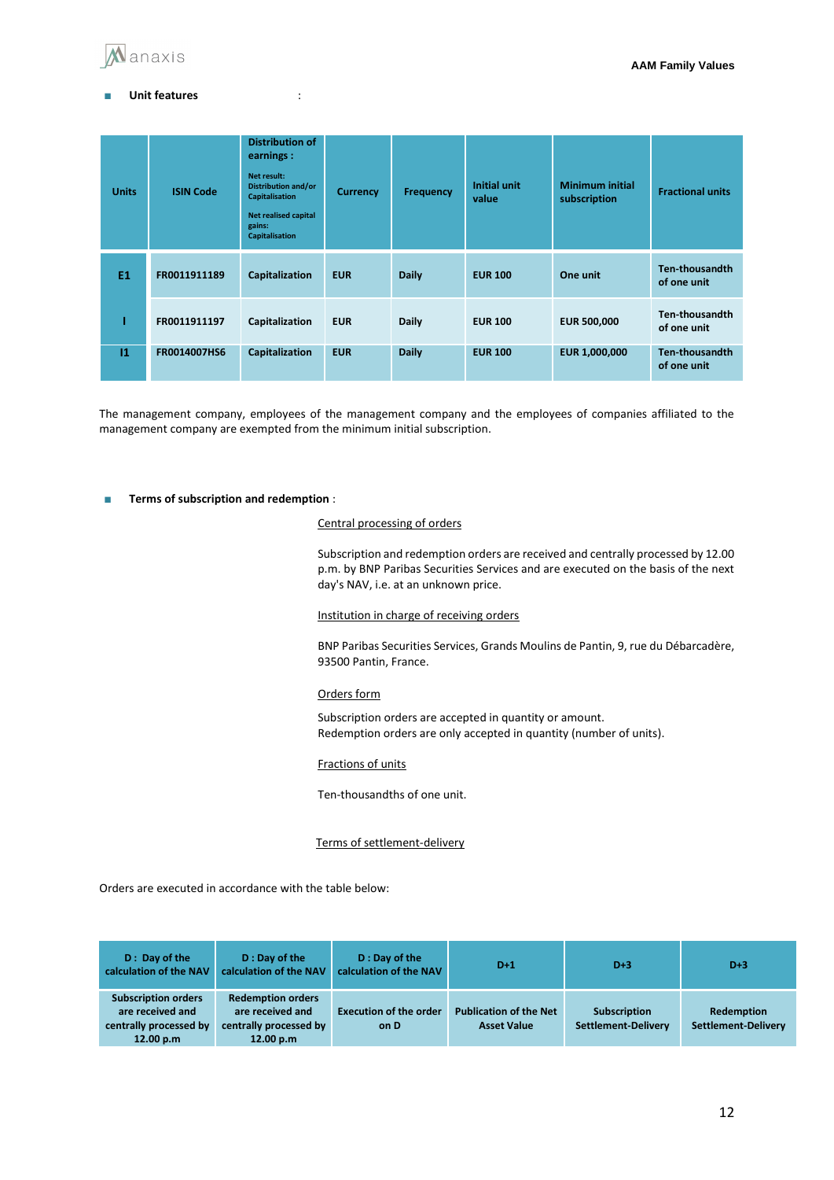- **Unit features** :

| Units | ISIN Code | Distribution of earnings : Net result: Distribution and/or Capitalisation Net realised capital gains: Capitalisation | Currency | Frequency | Initial unit value | Minimum initial subscription | Fractional units |
|---|---|---|---|---|---|---|---|
| E1 | FR0011911189 | Capitalization | EUR | Daily | EUR 100 | One unit | Ten-thousandth of one unit |
| I | FR0011911197 | Capitalization | EUR | Daily | EUR 100 | EUR 500,000 | Ten-thousandth of one unit |
| I1 | FR0014007HS6 | Capitalization | EUR | Daily | EUR 100 | EUR 1,000,000 | Ten-thousandth of one unit |

The management company, employees of the management company and the employees of companies affiliated to the management company are exempted from the minimum initial subscription.

- **Terms of subscription and redemption** :

Central processing of orders

Subscription and redemption orders are received and centrally processed by 12.00 p.m. by BNP Paribas Securities Services and are executed on the basis of the next day's NAV, i.e. at an unknown price.

Institution in charge of receiving orders

BNP Paribas Securities Services, Grands Moulins de Pantin, 9, rue du Débarcadère, 93500 Pantin, France.

Orders form

Subscription orders are accepted in quantity or amount.
Redemption orders are only accepted in quantity (number of units).

Fractions of units

Ten-thousandths of one unit.

Terms of settlement-delivery

Orders are executed in accordance with the table below:

| D : Day of the calculation of the NAV | D : Day of the calculation of the NAV | D : Day of the calculation of the NAV | D+1 | D+3 | D+3 |
|---|---|---|---|---|---|
| Subscription orders are received and centrally processed by 12.00 p.m | Redemption orders are received and centrally processed by 12.00 p.m | Execution of the order on D | Publication of the Net Asset Value | Subscription Settlement-Delivery | Redemption Settlement-Delivery |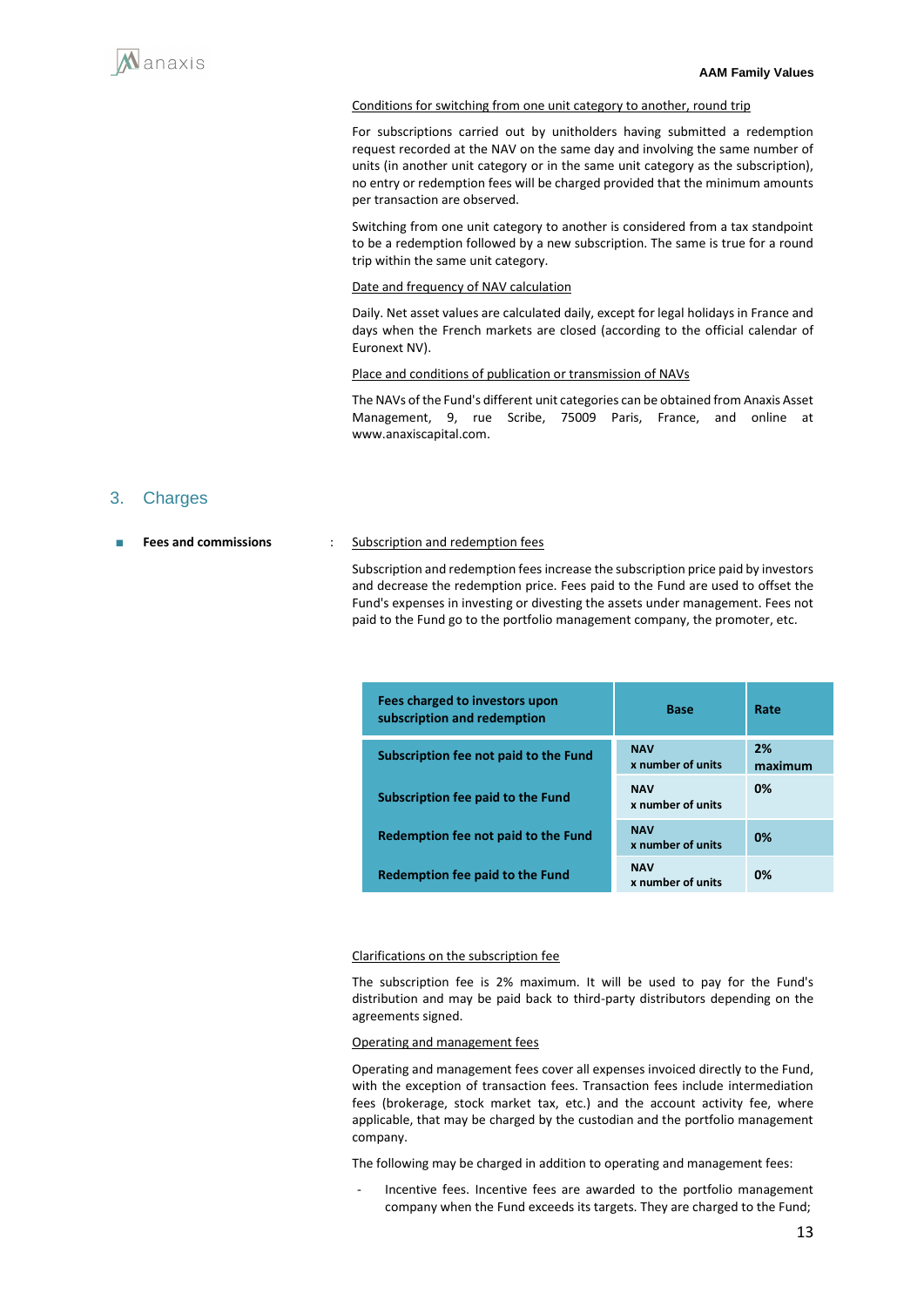Conditions for switching from one unit category to another, round trip

For subscriptions carried out by unitholders having submitted a redemption request recorded at the NAV on the same day and involving the same number of units (in another unit category or in the same unit category as the subscription), no entry or redemption fees will be charged provided that the minimum amounts per transaction are observed.

Switching from one unit category to another is considered from a tax standpoint to be a redemption followed by a new subscription. The same is true for a round trip within the same unit category.

Date and frequency of NAV calculation

Daily. Net asset values are calculated daily, except for legal holidays in France and days when the French markets are closed (according to the official calendar of Euronext NV).

Place and conditions of publication or transmission of NAVs

The NAVs of the Fund's different unit categories can be obtained from Anaxis Asset Management, 9, rue Scribe, 75009 Paris, France, and online at www.anaxiscapital.com.

## 3. Charges

- **Fees and commissions** : Subscription and redemption fees

Subscription and redemption fees increase the subscription price paid by investors and decrease the redemption price. Fees paid to the Fund are used to offset the Fund's expenses in investing or divesting the assets under management. Fees not paid to the Fund go to the portfolio management company, the promoter, etc.

| Fees charged to investors upon subscription and redemption | Base | Rate |
|---|---|---|
| Subscription fee not paid to the Fund | NAV x number of units | 2% maximum |
| Subscription fee paid to the Fund | NAV x number of units | 0% |
| Redemption fee not paid to the Fund | NAV x number of units | 0% |
| Redemption fee paid to the Fund | NAV x number of units | 0% |

Clarifications on the subscription fee

The subscription fee is 2% maximum. It will be used to pay for the Fund's distribution and may be paid back to third-party distributors depending on the agreements signed.

Operating and management fees

Operating and management fees cover all expenses invoiced directly to the Fund, with the exception of transaction fees. Transaction fees include intermediation fees (brokerage, stock market tax, etc.) and the account activity fee, where applicable, that may be charged by the custodian and the portfolio management company.

The following may be charged in addition to operating and management fees:

- Incentive fees. Incentive fees are awarded to the portfolio management company when the Fund exceeds its targets. They are charged to the Fund;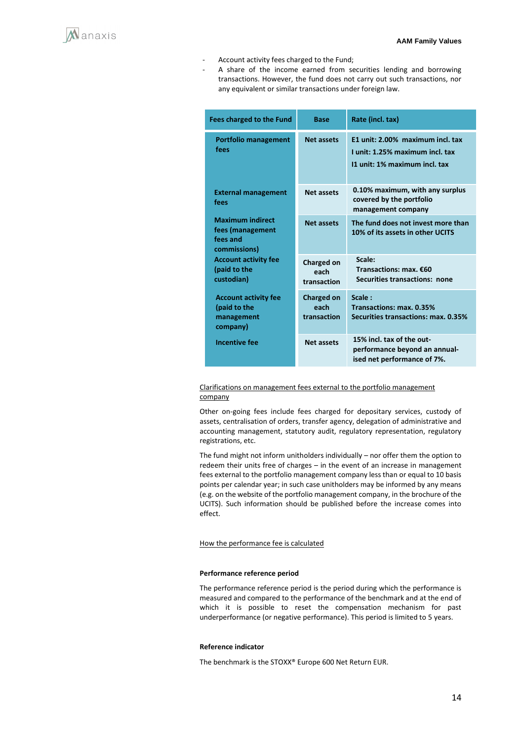- Account activity fees charged to the Fund;
- A share of the income earned from securities lending and borrowing transactions. However, the fund does not carry out such transactions, nor any equivalent or similar transactions under foreign law.

| Fees charged to the Fund | Base | Rate (incl. tax) |
|---|---|---|
| **Portfolio management fees** | **Net assets** | **E1 unit: 2.00% maximum incl. tax**<br>**I unit: 1.25% maximum incl. tax**<br>**I1 unit: 1% maximum incl. tax** |
| **External management fees** | **Net assets** | **0.10% maximum, with any surplus covered by the portfolio management company** |
| **Maximum indirect fees (management fees and commissions)** | **Net assets** | **The fund does not invest more than 10% of its assets in other UCITS** |
| **Account activity fee (paid to the custodian)** | **Charged on each transaction** | **Scale:**<br>**Transactions: max. €60**<br>**Securities transactions: none** |
| **Account activity fee (paid to the management company)** | **Charged on each transaction** | **Scale :**<br>**Transactions: max. 0.35%**<br>**Securities transactions: max. 0.35%** |
| **Incentive fee** | **Net assets** | **15% incl. tax of the out-performance beyond an annual-ised net performance of 7%.** |

Clarifications on management fees external to the portfolio management company

Other on-going fees include fees charged for depositary services, custody of assets, centralisation of orders, transfer agency, delegation of administrative and accounting management, statutory audit, regulatory representation, regulatory registrations, etc.

The fund might not inform unitholders individually – nor offer them the option to redeem their units free of charges – in the event of an increase in management fees external to the portfolio management company less than or equal to 10 basis points per calendar year; in such case unitholders may be informed by any means (e.g. on the website of the portfolio management company, in the brochure of the UCITS). Such information should be published before the increase comes into effect.

How the performance fee is calculated

**Performance reference period**

The performance reference period is the period during which the performance is measured and compared to the performance of the benchmark and at the end of which it is possible to reset the compensation mechanism for past underperformance (or negative performance). This period is limited to 5 years.

**Reference indicator**

The benchmark is the STOXX® Europe 600 Net Return EUR.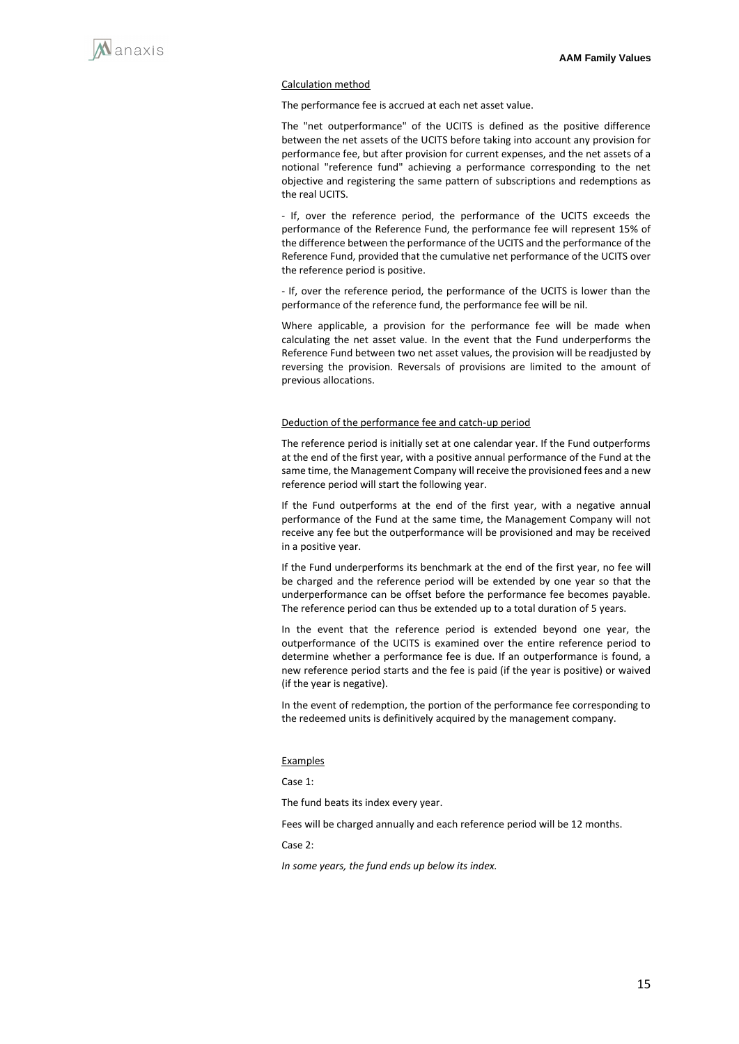Calculation method

The performance fee is accrued at each net asset value.

The "net outperformance" of the UCITS is defined as the positive difference between the net assets of the UCITS before taking into account any provision for performance fee, but after provision for current expenses, and the net assets of a notional "reference fund" achieving a performance corresponding to the net objective and registering the same pattern of subscriptions and redemptions as the real UCITS.

- If, over the reference period, the performance of the UCITS exceeds the performance of the Reference Fund, the performance fee will represent 15% of the difference between the performance of the UCITS and the performance of the Reference Fund, provided that the cumulative net performance of the UCITS over the reference period is positive.

- If, over the reference period, the performance of the UCITS is lower than the performance of the reference fund, the performance fee will be nil.

Where applicable, a provision for the performance fee will be made when calculating the net asset value. In the event that the Fund underperforms the Reference Fund between two net asset values, the provision will be readjusted by reversing the provision. Reversals of provisions are limited to the amount of previous allocations.

Deduction of the performance fee and catch-up period

The reference period is initially set at one calendar year. If the Fund outperforms at the end of the first year, with a positive annual performance of the Fund at the same time, the Management Company will receive the provisioned fees and a new reference period will start the following year.

If the Fund outperforms at the end of the first year, with a negative annual performance of the Fund at the same time, the Management Company will not receive any fee but the outperformance will be provisioned and may be received in a positive year.

If the Fund underperforms its benchmark at the end of the first year, no fee will be charged and the reference period will be extended by one year so that the underperformance can be offset before the performance fee becomes payable. The reference period can thus be extended up to a total duration of 5 years.

In the event that the reference period is extended beyond one year, the outperformance of the UCITS is examined over the entire reference period to determine whether a performance fee is due. If an outperformance is found, a new reference period starts and the fee is paid (if the year is positive) or waived (if the year is negative).

In the event of redemption, the portion of the performance fee corresponding to the redeemed units is definitively acquired by the management company.

Examples

Case 1:

The fund beats its index every year.

Fees will be charged annually and each reference period will be 12 months.

Case 2:

*In some years, the fund ends up below its index.*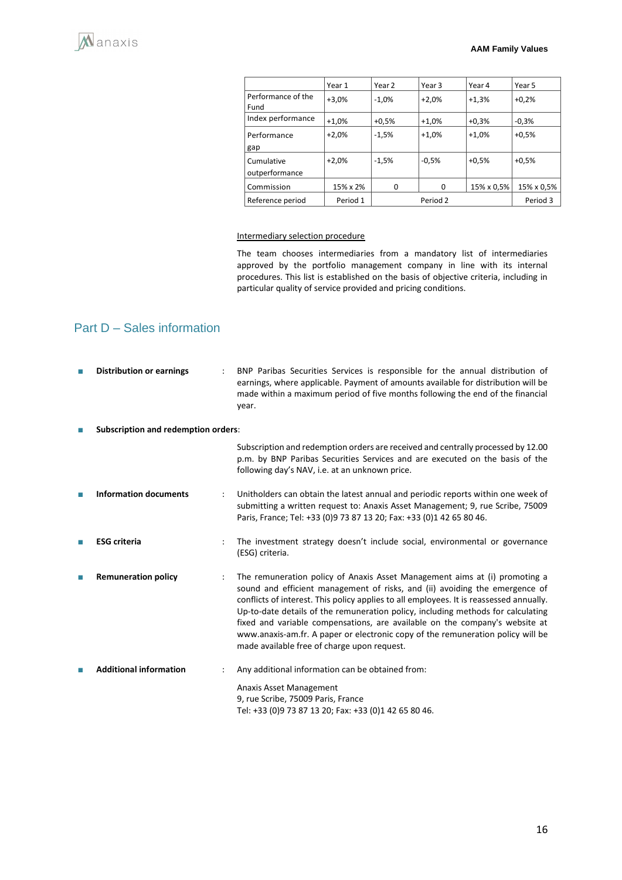| | Year 1 | Year 2 | Year 3 | Year 4 | Year 5 |
|---|---|---|---|---|---|
| Performance of the Fund | +3,0% | -1,0% | +2,0% | +1,3% | +0,2% |
| Index performance | +1,0% | +0,5% | +1,0% | +0,3% | -0,3% |
| Performance gap | +2,0% | -1,5% | +1,0% | +1,0% | +0,5% |
| Cumulative outperformance | +2,0% | -1,5% | -0,5% | +0,5% | +0,5% |
| Commission | 15% x 2% | 0 | 0 | 15% x 0,5% | 15% x 0,5% |
| Reference period | Period 1 | Period 2 | | | Period 3 |

Intermediary selection procedure

The team chooses intermediaries from a mandatory list of intermediaries approved by the portfolio management company in line with its internal procedures. This list is established on the basis of objective criteria, including in particular quality of service provided and pricing conditions.

## Part D – Sales information

- **Distribution or earnings** : BNP Paribas Securities Services is responsible for the annual distribution of earnings, where applicable. Payment of amounts available for distribution will be made within a maximum period of five months following the end of the financial year.

- **Subscription and redemption orders**:

  Subscription and redemption orders are received and centrally processed by 12.00 p.m. by BNP Paribas Securities Services and are executed on the basis of the following day's NAV, i.e. at an unknown price.

- **Information documents** : Unitholders can obtain the latest annual and periodic reports within one week of submitting a written request to: Anaxis Asset Management; 9, rue Scribe, 75009 Paris, France; Tel: +33 (0)9 73 87 13 20; Fax: +33 (0)1 42 65 80 46.

- **ESG criteria** : The investment strategy doesn't include social, environmental or governance (ESG) criteria.

- **Remuneration policy** : The remuneration policy of Anaxis Asset Management aims at (i) promoting a sound and efficient management of risks, and (ii) avoiding the emergence of conflicts of interest. This policy applies to all employees. It is reassessed annually. Up-to-date details of the remuneration policy, including methods for calculating fixed and variable compensations, are available on the company's website at www.anaxis-am.fr. A paper or electronic copy of the remuneration policy will be made available free of charge upon request.

- **Additional information** : Any additional information can be obtained from:

  Anaxis Asset Management
  9, rue Scribe, 75009 Paris, France
  Tel: +33 (0)9 73 87 13 20; Fax: +33 (0)1 42 65 80 46.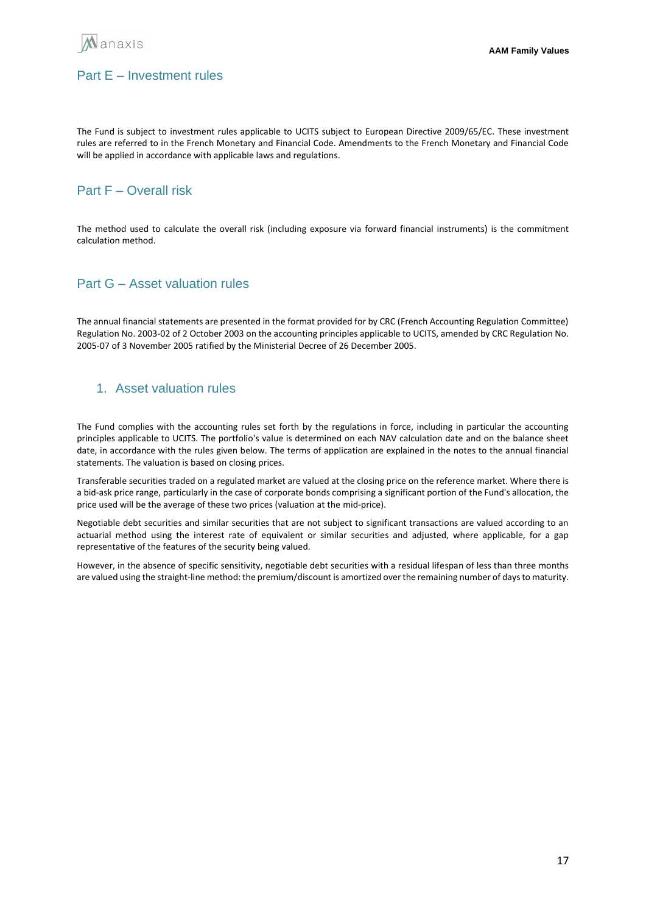## Part E – Investment rules

The Fund is subject to investment rules applicable to UCITS subject to European Directive 2009/65/EC. These investment rules are referred to in the French Monetary and Financial Code. Amendments to the French Monetary and Financial Code will be applied in accordance with applicable laws and regulations.

## Part F – Overall risk

The method used to calculate the overall risk (including exposure via forward financial instruments) is the commitment calculation method.

## Part G – Asset valuation rules

The annual financial statements are presented in the format provided for by CRC (French Accounting Regulation Committee) Regulation No. 2003-02 of 2 October 2003 on the accounting principles applicable to UCITS, amended by CRC Regulation No. 2005-07 of 3 November 2005 ratified by the Ministerial Decree of 26 December 2005.

### 1. Asset valuation rules

The Fund complies with the accounting rules set forth by the regulations in force, including in particular the accounting principles applicable to UCITS. The portfolio's value is determined on each NAV calculation date and on the balance sheet date, in accordance with the rules given below. The terms of application are explained in the notes to the annual financial statements. The valuation is based on closing prices.

Transferable securities traded on a regulated market are valued at the closing price on the reference market. Where there is a bid-ask price range, particularly in the case of corporate bonds comprising a significant portion of the Fund's allocation, the price used will be the average of these two prices (valuation at the mid-price).

Negotiable debt securities and similar securities that are not subject to significant transactions are valued according to an actuarial method using the interest rate of equivalent or similar securities and adjusted, where applicable, for a gap representative of the features of the security being valued.

However, in the absence of specific sensitivity, negotiable debt securities with a residual lifespan of less than three months are valued using the straight-line method: the premium/discount is amortized over the remaining number of days to maturity.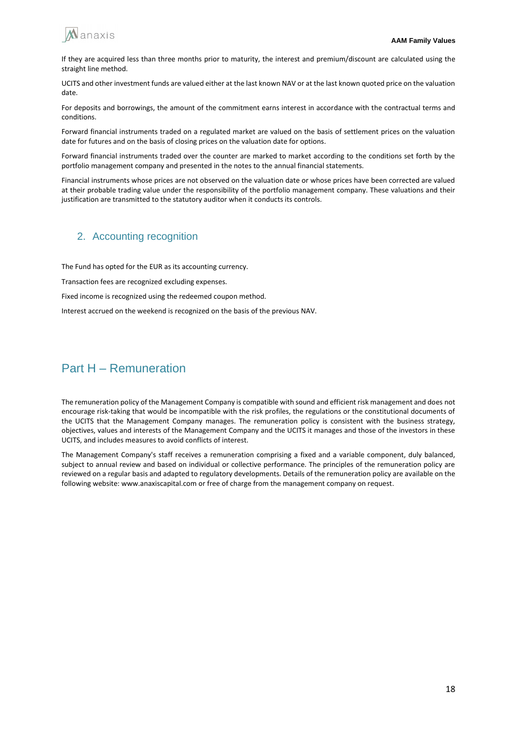If they are acquired less than three months prior to maturity, the interest and premium/discount are calculated using the straight line method.

UCITS and other investment funds are valued either at the last known NAV or at the last known quoted price on the valuation date.

For deposits and borrowings, the amount of the commitment earns interest in accordance with the contractual terms and conditions.

Forward financial instruments traded on a regulated market are valued on the basis of settlement prices on the valuation date for futures and on the basis of closing prices on the valuation date for options.

Forward financial instruments traded over the counter are marked to market according to the conditions set forth by the portfolio management company and presented in the notes to the annual financial statements.

Financial instruments whose prices are not observed on the valuation date or whose prices have been corrected are valued at their probable trading value under the responsibility of the portfolio management company. These valuations and their justification are transmitted to the statutory auditor when it conducts its controls.

## 2. Accounting recognition

The Fund has opted for the EUR as its accounting currency.

Transaction fees are recognized excluding expenses.

Fixed income is recognized using the redeemed coupon method.

Interest accrued on the weekend is recognized on the basis of the previous NAV.

# Part H – Remuneration

The remuneration policy of the Management Company is compatible with sound and efficient risk management and does not encourage risk-taking that would be incompatible with the risk profiles, the regulations or the constitutional documents of the UCITS that the Management Company manages. The remuneration policy is consistent with the business strategy, objectives, values and interests of the Management Company and the UCITS it manages and those of the investors in these UCITS, and includes measures to avoid conflicts of interest.

The Management Company's staff receives a remuneration comprising a fixed and a variable component, duly balanced, subject to annual review and based on individual or collective performance. The principles of the remuneration policy are reviewed on a regular basis and adapted to regulatory developments. Details of the remuneration policy are available on the following website: www.anaxiscapital.com or free of charge from the management company on request.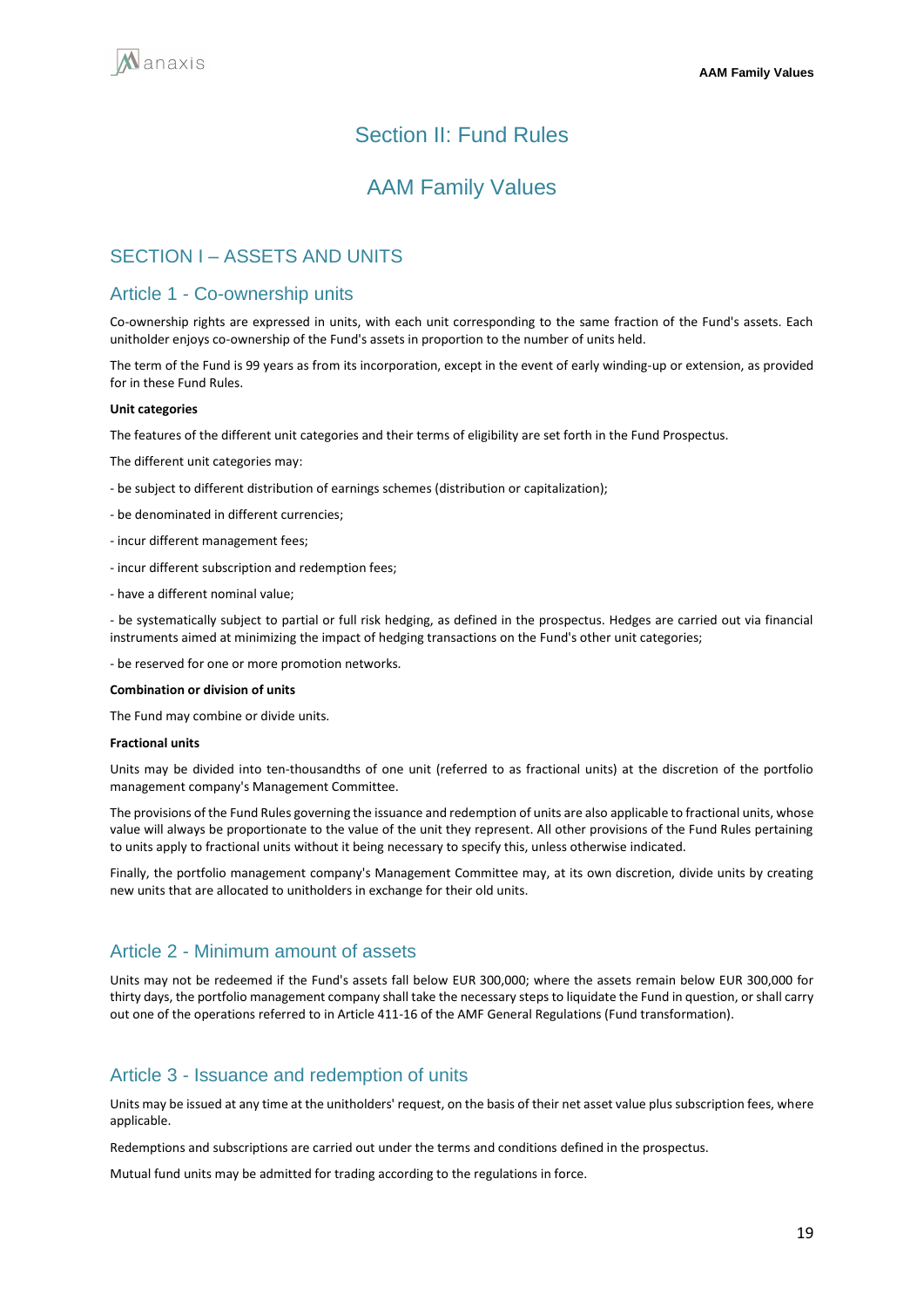# Section II: Fund Rules

# AAM Family Values

## SECTION I – ASSETS AND UNITS

### Article 1 - Co-ownership units

Co-ownership rights are expressed in units, with each unit corresponding to the same fraction of the Fund's assets. Each unitholder enjoys co-ownership of the Fund's assets in proportion to the number of units held.

The term of the Fund is 99 years as from its incorporation, except in the event of early winding-up or extension, as provided for in these Fund Rules.

**Unit categories**

The features of the different unit categories and their terms of eligibility are set forth in the Fund Prospectus.

The different unit categories may:

- be subject to different distribution of earnings schemes (distribution or capitalization);

- be denominated in different currencies;

- incur different management fees;

- incur different subscription and redemption fees;

- have a different nominal value;

- be systematically subject to partial or full risk hedging, as defined in the prospectus. Hedges are carried out via financial instruments aimed at minimizing the impact of hedging transactions on the Fund's other unit categories;

- be reserved for one or more promotion networks.

**Combination or division of units**

The Fund may combine or divide units.

**Fractional units**

Units may be divided into ten-thousandths of one unit (referred to as fractional units) at the discretion of the portfolio management company's Management Committee.

The provisions of the Fund Rules governing the issuance and redemption of units are also applicable to fractional units, whose value will always be proportionate to the value of the unit they represent. All other provisions of the Fund Rules pertaining to units apply to fractional units without it being necessary to specify this, unless otherwise indicated.

Finally, the portfolio management company's Management Committee may, at its own discretion, divide units by creating new units that are allocated to unitholders in exchange for their old units.

### Article 2 - Minimum amount of assets

Units may not be redeemed if the Fund's assets fall below EUR 300,000; where the assets remain below EUR 300,000 for thirty days, the portfolio management company shall take the necessary steps to liquidate the Fund in question, or shall carry out one of the operations referred to in Article 411-16 of the AMF General Regulations (Fund transformation).

### Article 3 - Issuance and redemption of units

Units may be issued at any time at the unitholders' request, on the basis of their net asset value plus subscription fees, where applicable.

Redemptions and subscriptions are carried out under the terms and conditions defined in the prospectus.

Mutual fund units may be admitted for trading according to the regulations in force.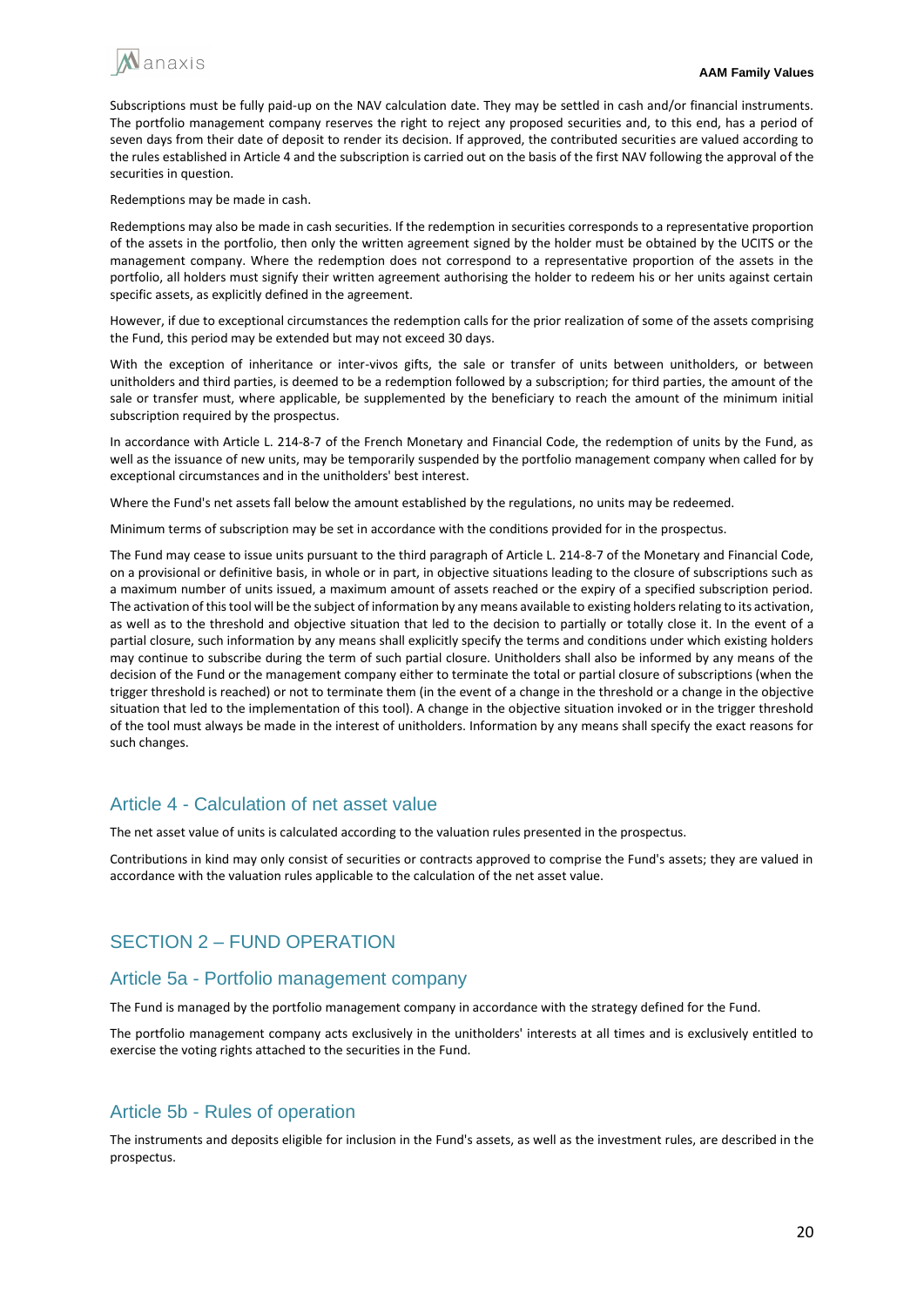Subscriptions must be fully paid-up on the NAV calculation date. They may be settled in cash and/or financial instruments. The portfolio management company reserves the right to reject any proposed securities and, to this end, has a period of seven days from their date of deposit to render its decision. If approved, the contributed securities are valued according to the rules established in Article 4 and the subscription is carried out on the basis of the first NAV following the approval of the securities in question.

Redemptions may be made in cash.

Redemptions may also be made in cash securities. If the redemption in securities corresponds to a representative proportion of the assets in the portfolio, then only the written agreement signed by the holder must be obtained by the UCITS or the management company. Where the redemption does not correspond to a representative proportion of the assets in the portfolio, all holders must signify their written agreement authorising the holder to redeem his or her units against certain specific assets, as explicitly defined in the agreement.

However, if due to exceptional circumstances the redemption calls for the prior realization of some of the assets comprising the Fund, this period may be extended but may not exceed 30 days.

With the exception of inheritance or inter-vivos gifts, the sale or transfer of units between unitholders, or between unitholders and third parties, is deemed to be a redemption followed by a subscription; for third parties, the amount of the sale or transfer must, where applicable, be supplemented by the beneficiary to reach the amount of the minimum initial subscription required by the prospectus.

In accordance with Article L. 214-8-7 of the French Monetary and Financial Code, the redemption of units by the Fund, as well as the issuance of new units, may be temporarily suspended by the portfolio management company when called for by exceptional circumstances and in the unitholders' best interest.

Where the Fund's net assets fall below the amount established by the regulations, no units may be redeemed.

Minimum terms of subscription may be set in accordance with the conditions provided for in the prospectus.

The Fund may cease to issue units pursuant to the third paragraph of Article L. 214-8-7 of the Monetary and Financial Code, on a provisional or definitive basis, in whole or in part, in objective situations leading to the closure of subscriptions such as a maximum number of units issued, a maximum amount of assets reached or the expiry of a specified subscription period. The activation of this tool will be the subject of information by any means available to existing holders relating to its activation, as well as to the threshold and objective situation that led to the decision to partially or totally close it. In the event of a partial closure, such information by any means shall explicitly specify the terms and conditions under which existing holders may continue to subscribe during the term of such partial closure. Unitholders shall also be informed by any means of the decision of the Fund or the management company either to terminate the total or partial closure of subscriptions (when the trigger threshold is reached) or not to terminate them (in the event of a change in the threshold or a change in the objective situation that led to the implementation of this tool). A change in the objective situation invoked or in the trigger threshold of the tool must always be made in the interest of unitholders. Information by any means shall specify the exact reasons for such changes.

## Article 4 - Calculation of net asset value

The net asset value of units is calculated according to the valuation rules presented in the prospectus.

Contributions in kind may only consist of securities or contracts approved to comprise the Fund's assets; they are valued in accordance with the valuation rules applicable to the calculation of the net asset value.

# SECTION 2 – FUND OPERATION

## Article 5a - Portfolio management company

The Fund is managed by the portfolio management company in accordance with the strategy defined for the Fund.

The portfolio management company acts exclusively in the unitholders' interests at all times and is exclusively entitled to exercise the voting rights attached to the securities in the Fund.

## Article 5b - Rules of operation

The instruments and deposits eligible for inclusion in the Fund's assets, as well as the investment rules, are described in the prospectus.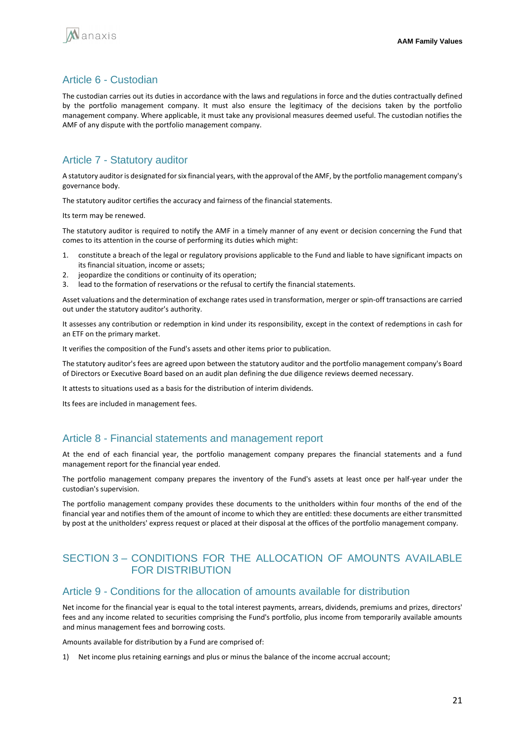## Article 6 - Custodian

The custodian carries out its duties in accordance with the laws and regulations in force and the duties contractually defined by the portfolio management company. It must also ensure the legitimacy of the decisions taken by the portfolio management company. Where applicable, it must take any provisional measures deemed useful. The custodian notifies the AMF of any dispute with the portfolio management company.

## Article 7 - Statutory auditor

A statutory auditor is designated for six financial years, with the approval of the AMF, by the portfolio management company's governance body.

The statutory auditor certifies the accuracy and fairness of the financial statements.

Its term may be renewed.

The statutory auditor is required to notify the AMF in a timely manner of any event or decision concerning the Fund that comes to its attention in the course of performing its duties which might:

1. constitute a breach of the legal or regulatory provisions applicable to the Fund and liable to have significant impacts on its financial situation, income or assets;
2. jeopardize the conditions or continuity of its operation;
3. lead to the formation of reservations or the refusal to certify the financial statements.

Asset valuations and the determination of exchange rates used in transformation, merger or spin-off transactions are carried out under the statutory auditor's authority.

It assesses any contribution or redemption in kind under its responsibility, except in the context of redemptions in cash for an ETF on the primary market.

It verifies the composition of the Fund's assets and other items prior to publication.

The statutory auditor's fees are agreed upon between the statutory auditor and the portfolio management company's Board of Directors or Executive Board based on an audit plan defining the due diligence reviews deemed necessary.

It attests to situations used as a basis for the distribution of interim dividends.

Its fees are included in management fees.

## Article 8 - Financial statements and management report

At the end of each financial year, the portfolio management company prepares the financial statements and a fund management report for the financial year ended.

The portfolio management company prepares the inventory of the Fund's assets at least once per half-year under the custodian's supervision.

The portfolio management company provides these documents to the unitholders within four months of the end of the financial year and notifies them of the amount of income to which they are entitled: these documents are either transmitted by post at the unitholders' express request or placed at their disposal at the offices of the portfolio management company.

# SECTION 3 – CONDITIONS FOR THE ALLOCATION OF AMOUNTS AVAILABLE FOR DISTRIBUTION

## Article 9 - Conditions for the allocation of amounts available for distribution

Net income for the financial year is equal to the total interest payments, arrears, dividends, premiums and prizes, directors' fees and any income related to securities comprising the Fund's portfolio, plus income from temporarily available amounts and minus management fees and borrowing costs.

Amounts available for distribution by a Fund are comprised of:

1) Net income plus retaining earnings and plus or minus the balance of the income accrual account;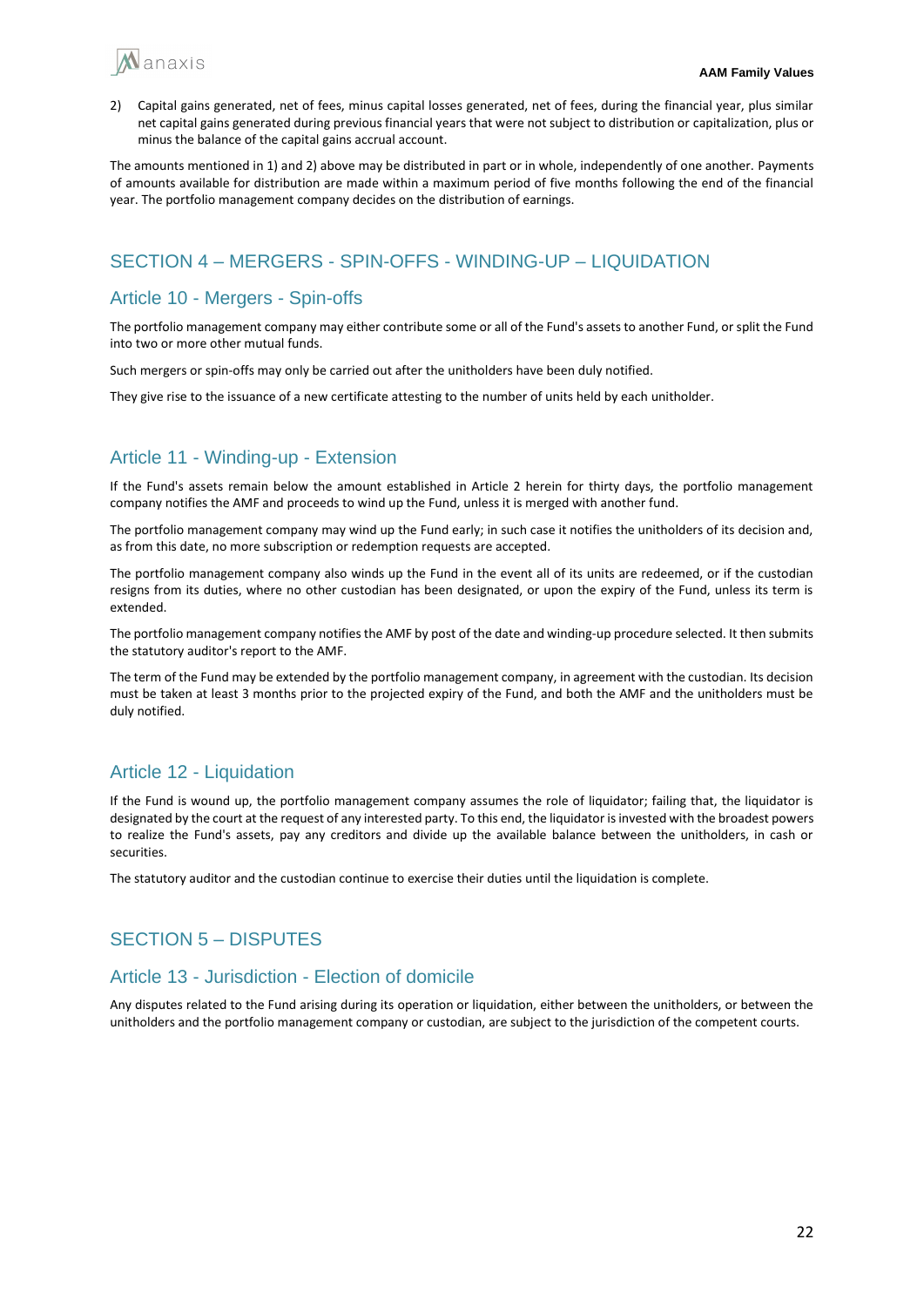2) Capital gains generated, net of fees, minus capital losses generated, net of fees, during the financial year, plus similar net capital gains generated during previous financial years that were not subject to distribution or capitalization, plus or minus the balance of the capital gains accrual account.

The amounts mentioned in 1) and 2) above may be distributed in part or in whole, independently of one another. Payments of amounts available for distribution are made within a maximum period of five months following the end of the financial year. The portfolio management company decides on the distribution of earnings.

# SECTION 4 – MERGERS - SPIN-OFFS - WINDING-UP – LIQUIDATION

## Article 10 - Mergers - Spin-offs

The portfolio management company may either contribute some or all of the Fund's assets to another Fund, or split the Fund into two or more other mutual funds.

Such mergers or spin-offs may only be carried out after the unitholders have been duly notified.

They give rise to the issuance of a new certificate attesting to the number of units held by each unitholder.

## Article 11 - Winding-up - Extension

If the Fund's assets remain below the amount established in Article 2 herein for thirty days, the portfolio management company notifies the AMF and proceeds to wind up the Fund, unless it is merged with another fund.

The portfolio management company may wind up the Fund early; in such case it notifies the unitholders of its decision and, as from this date, no more subscription or redemption requests are accepted.

The portfolio management company also winds up the Fund in the event all of its units are redeemed, or if the custodian resigns from its duties, where no other custodian has been designated, or upon the expiry of the Fund, unless its term is extended.

The portfolio management company notifies the AMF by post of the date and winding-up procedure selected. It then submits the statutory auditor's report to the AMF.

The term of the Fund may be extended by the portfolio management company, in agreement with the custodian. Its decision must be taken at least 3 months prior to the projected expiry of the Fund, and both the AMF and the unitholders must be duly notified.

## Article 12 - Liquidation

If the Fund is wound up, the portfolio management company assumes the role of liquidator; failing that, the liquidator is designated by the court at the request of any interested party. To this end, the liquidator is invested with the broadest powers to realize the Fund's assets, pay any creditors and divide up the available balance between the unitholders, in cash or securities.

The statutory auditor and the custodian continue to exercise their duties until the liquidation is complete.

# SECTION 5 – DISPUTES

## Article 13 - Jurisdiction - Election of domicile

Any disputes related to the Fund arising during its operation or liquidation, either between the unitholders, or between the unitholders and the portfolio management company or custodian, are subject to the jurisdiction of the competent courts.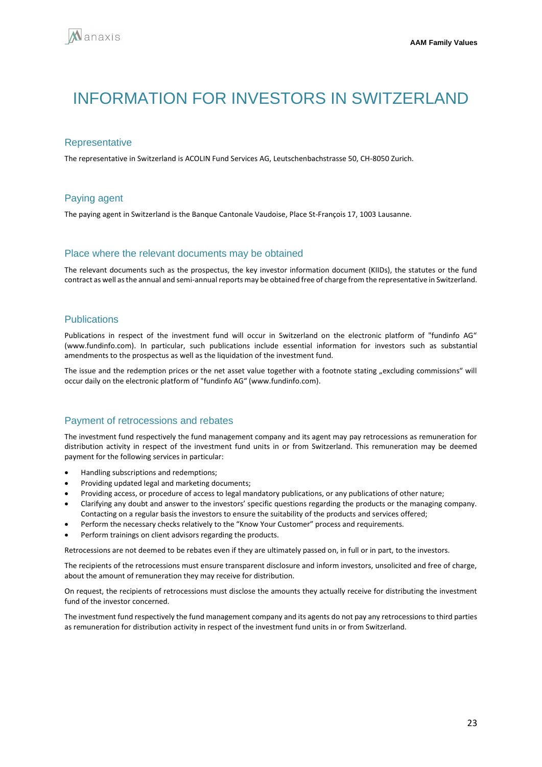# INFORMATION FOR INVESTORS IN SWITZERLAND

## Representative

The representative in Switzerland is ACOLIN Fund Services AG, Leutschenbachstrasse 50, CH-8050 Zurich.

## Paying agent

The paying agent in Switzerland is the Banque Cantonale Vaudoise, Place St-François 17, 1003 Lausanne.

## Place where the relevant documents may be obtained

The relevant documents such as the prospectus, the key investor information document (KIIDs), the statutes or the fund contract as well as the annual and semi-annual reports may be obtained free of charge from the representative in Switzerland.

## Publications

Publications in respect of the investment fund will occur in Switzerland on the electronic platform of "fundinfo AG" (www.fundinfo.com). In particular, such publications include essential information for investors such as substantial amendments to the prospectus as well as the liquidation of the investment fund.

The issue and the redemption prices or the net asset value together with a footnote stating „excluding commissions" will occur daily on the electronic platform of "fundinfo AG" (www.fundinfo.com).

## Payment of retrocessions and rebates

The investment fund respectively the fund management company and its agent may pay retrocessions as remuneration for distribution activity in respect of the investment fund units in or from Switzerland. This remuneration may be deemed payment for the following services in particular:

- Handling subscriptions and redemptions;
- Providing updated legal and marketing documents;
- Providing access, or procedure of access to legal mandatory publications, or any publications of other nature;
- Clarifying any doubt and answer to the investors' specific questions regarding the products or the managing company. Contacting on a regular basis the investors to ensure the suitability of the products and services offered;
- Perform the necessary checks relatively to the "Know Your Customer" process and requirements.
- Perform trainings on client advisors regarding the products.

Retrocessions are not deemed to be rebates even if they are ultimately passed on, in full or in part, to the investors.

The recipients of the retrocessions must ensure transparent disclosure and inform investors, unsolicited and free of charge, about the amount of remuneration they may receive for distribution.

On request, the recipients of retrocessions must disclose the amounts they actually receive for distributing the investment fund of the investor concerned.

The investment fund respectively the fund management company and its agents do not pay any retrocessions to third parties as remuneration for distribution activity in respect of the investment fund units in or from Switzerland.